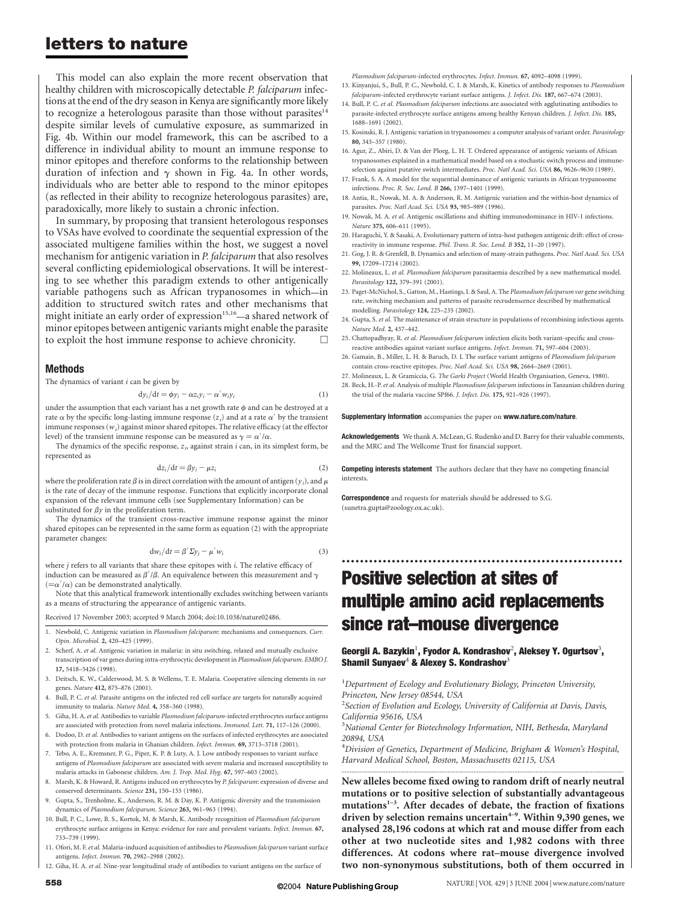This model can also explain the more recent observation that healthy children with microscopically detectable *P. falciparum* infections at the end of the dry season in Kenya are significantly more likely to recognize a heterologous parasite than those without parasites[14] despite similar levels of cumulative exposure, as summarized in Fig. 4b. Within our model framework, this can be ascribed to a difference in individual ability to mount an immune response to minor epitopes and therefore conforms to the relationship between duration of infection and $\gamma$ shown in Fig. 4a. In other words, individuals who are better able to respond to the minor epitopes (as reflected in their ability to recognize heterologous parasites) are, paradoxically, more likely to sustain a chronic infection.

In summary, by proposing that transient heterologous responses to VSAs have evolved to coordinate the sequential expression of the associated multigene families within the host, we suggest a novel mechanism for antigenic variation in *P. falciparum* that also resolves several conflicting epidemiological observations. It will be interesting to see whether this paradigm extends to other antigenically variable pathogens such as African trypanosomes in which—in addition to structured switch rates and other mechanisms that might initiate an early order of expression[15,16]—a shared network of minor epitopes between antigenic variants might enable the parasite to exploit the host immune response to achieve chronicity. □

## Methods

The dynamics of variant $i$ can be given by

$$dy_i/dt = \phi y_i - \alpha z_i y_i - \alpha' w_i y_i \tag{1}$$

under the assumption that each variant has a net growth rate $\phi$ and can be destroyed at a rate $\alpha$ by the specific long-lasting immune response ($z_i$) and at a rate $\alpha'$ by the transient immune responses ($w_i$) against minor shared epitopes. The relative efficacy (at the effector level) of the transient immune response can be measured as $\gamma = \alpha'/\alpha$.

The dynamics of the specific response, $z_i$, against strain $i$ can, in its simplest form, be represented as

$$dz_i/dt = \beta y_i - \mu z_i \tag{2}$$

where the proliferation rate $\beta$ is in direct correlation with the amount of antigen ($y_i$), and $\mu$ is the rate of decay of the immune response. Functions that explicitly incorporate clonal expansion of the relevant immune cells (see Supplementary Information) can be substituted for $\beta y$ in the proliferation term.

The dynamics of the transient cross-reactive immune response against the minor shared epitopes can be represented in the same form as equation (2) with the appropriate parameter changes:

$$dw_i/dt = \beta' \Sigma y_j - \mu' w_i \tag{3}$$

where $j$ refers to all variants that share these epitopes with $i$. The relative efficacy of induction can be measured as $\beta'/\beta$. An equivalence between this measurement and $\gamma$ ($=\alpha'/\alpha$) can be demonstrated analytically.

Note that this analytical framework intentionally excludes switching between variants as a means of structuring the appearance of antigenic variants.

Received 17 November 2003; accepted 9 March 2004; doi:10.1038/nature02486.

1. Newbold, C. Antigenic variation in *Plasmodium falciparum*: mechanisms and consequences. *Curr. Opin. Microbiol.* **2,** 420–425 (1999).
2. Scherf, A. *et al.* Antigenic variation in malaria: in situ switching, relaxed and mutually exclusive transcription of var genes during intra-erythrocytic development in *Plasmodium falciparum*. *EMBO J.* **17,** 5418–5426 (1998).
3. Deitsch, K. W., Calderwood, M. S. & Wellems, T. E. Malaria. Cooperative silencing elements in *var* genes. *Nature* **412,** 875–876 (2001).
4. Bull, P. C. *et al.* Parasite antigens on the infected red cell surface are targets for naturally acquired immunity to malaria. *Nature Med.* **4,** 358–360 (1998).
5. Giha, H. A. *et al.* Antibodies to variable *Plasmodium falciparum*-infected erythrocytes surface antigens are associated with protection from novel malaria infections. *Immunol. Lett.* **71,** 117–126 (2000).
6. Dodoo, D. *et al.* Antibodies to variant antigens on the surfaces of infected erythrocytes are associated with protection from malaria in Ghanian children. *Infect. Immun.* **69,** 3713–3718 (2001).
7. Tebo, A. E., Kremsner, P. G., Piper, K. P. & Luty, A. J. Low antibody responses to variant surface antigens of *Plasmodium falciparum* are associated with severe malaria and increased susceptibility to malaria attacks in Gabonese children. *Am. J. Trop. Med. Hyg.* **67,** 597–603 (2002).
8. Marsh, K. & Howard, R. Antigens induced on erythrocytes by *P. falciparum*: expression of diverse and conserved determinants. *Science* **231,** 150–153 (1986).
9. Gupta, S., Trenholme, K., Anderson, R. M. & Day, K. P. Antigenic diversity and the transmission dynamics of *Plasmodium falciparum*. *Science* **263,** 961–963 (1994).
10. Bull, P. C., Lowe, B. S., Kortok, M. & Marsh, K. Antibody recognition of *Plasmodium falciparum* erythrocyte surface antigens in Kenya: evidence for rare and prevalent variants. *Infect. Immun.* **67,** 733–739 (1999).
11. Ofori, M. F. *et al.* Malaria-induced acquisition of antibodies to *Plasmodium falciparum* variant surface antigens. *Infect. Immun.* **70,** 2982–2988 (2002).
12. Giha, H. A. *et al.* Nine-year longitudinal study of antibodies to variant antigens on the surface of *Plasmodium falciparum*-infected erythrocytes. *Infect. Immun.* **67,** 4092–4098 (1999).
13. Kinyanjui, S., Bull, P. C., Newbold, C. I. & Marsh, K. Kinetics of antibody responses to *Plasmodium falciparum*-infected erythrocyte variant surface antigens. *J. Infect. Dis.* **187,** 667–674 (2003).
14. Bull, P. C. *et al.* *Plasmodium falciparum* infections are associated with agglutinating antibodies to parasite-infected erythrocyte surface antigens among healthy Kenyan children. *J. Infect. Dis.* **185,** 1688–1691 (2002).
15. Kosinski, R. J. Antigenic variation in trypanosomes: a computer analysis of variant order. *Parasitology* **80,** 343–357 (1980).
16. Agur, Z., Abiri, D. & Van der Ploeg, L. H. T. Ordered appearance of antigenic variants of African trypanosomes explained in a mathematical model based on a stochastic switch process and immune-selection against putative switch intermediates. *Proc. Natl Acad. Sci. USA* **86,** 9626–9630 (1989).
17. Frank, S. A. A model for the sequential dominance of antigenic variants in African trypanosome infections. *Proc. R. Soc. Lond. B* **266,** 1397–1401 (1999).
18. Antia, R., Nowak, M. A. & Anderson, R. M. Antigenic variation and the within-host dynamics of parasites. *Proc. Natl Acad. Sci. USA* **93,** 985–989 (1996).
19. Nowak, M. A. *et al.* Antigenic oscillations and shifting immunodominance in HIV-1 infections. *Nature* **375,** 606–611 (1995).
20. Haraguchi, Y. & Sasaki, A. Evolutionary pattern of intra-host pathogen antigenic drift: effect of cross-reactivity in immune response. *Phil. Trans. R. Soc. Lond. B* **352,** 11–20 (1997).
21. Gog, J. R. & Grenfell, B. Dynamics and selection of many-strain pathogens. *Proc. Natl Acad. Sci. USA* **99,** 17209–17214 (2002).
22. Molineaux, L. *et al.* *Plasmodium falciparum* parasitaemia described by a new mathematical model. *Parasitology* **122,** 379–391 (2001).
23. Paget-McNichol, S., Gatton, M., Hastings, I. & Saul, A. The *Plasmodium falciparum var* gene switching rate, switching mechanism and patterns of parasite recrudescence described by mathematical modelling. *Parasitology* **124,** 225–235 (2002).
24. Gupta, S. *et al.* The maintenance of strain structure in populations of recombining infectious agents. *Nature Med.* **2,** 437–442.
25. Chattopadhyay, R. *et al.* *Plasmodium falciparum* infection elicits both variant-specific and cross-reactive antibodies against variant surface antigens. *Infect. Immun.* **71,** 597–604 (2003).
26. Gamain, B., Miller, L. H. & Baruch, D. I. The surface variant antigens of *Plasmodium falciparum* contain cross-reactive epitopes. *Proc. Natl Acad. Sci. USA* **98,** 2664–2669 (2001).
27. Molineaux, L. & Gramiccia, G. *The Garki Project* (World Health Organisation, Geneva, 1980).
28. Beck, H.-P. *et al.* Analysis of multiple *Plasmodium falciparum* infections in Tanzanian children during the trial of the malaria vaccine SPf66. *J. Infect. Dis.* **175,** 921–926 (1997).

**Supplementary Information** accompanies the paper on **www.nature.com/nature**.

**Acknowledgements** We thank A. McLean, G. Rudenko and D. Barry for their valuable comments, and the MRC and The Wellcome Trust for financial support.

**Competing interests statement** The authors declare that they have no competing financial interests.

**Correspondence** and requests for materials should be addressed to S.G. (sunetra.gupta@zoology.ox.ac.uk).

---

# Positive selection at sites of multiple amino acid replacements since rat–mouse divergence

**Georgii A. Bazykin[1], Fyodor A. Kondrashov[2], Aleksey Y. Ogurtsov[3], Shamil Sunyaev[4] & Alexey S. Kondrashov[3]**

[1] *Department of Ecology and Evolutionary Biology, Princeton University, Princeton, New Jersey 08544, USA*
[2] *Section of Evolution and Ecology, University of California at Davis, Davis, California 95616, USA*
[3] *National Center for Biotechnology Information, NIH, Bethesda, Maryland 20894, USA*
[4] *Division of Genetics, Department of Medicine, Brigham & Women's Hospital, Harvard Medical School, Boston, Massachusetts 02115, USA*

**New alleles become fixed owing to random drift of nearly neutral mutations or to positive selection of substantially advantageous mutations[1–3]. After decades of debate, the fraction of fixations driven by selection remains uncertain[4–9]. Within 9,390 genes, we analysed 28,196 codons at which rat and mouse differ from each other at two nucleotide sites and 1,982 codons with three differences. At codons where rat–mouse divergence involved two non-synonymous substitutions, both of them occurred in**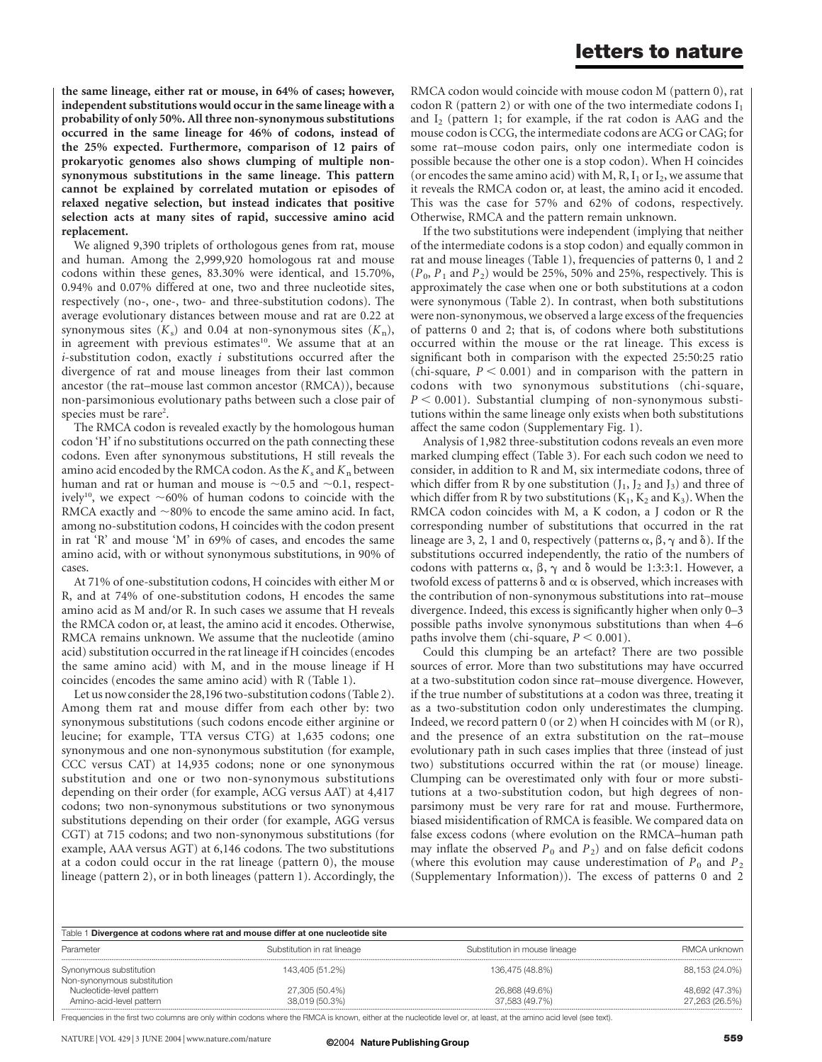**the same lineage, either rat or mouse, in 64% of cases; however, independent substitutions would occur in the same lineage with a probability of only 50%. All three non-synonymous substitutions occurred in the same lineage for 46% of codons, instead of the 25% expected. Furthermore, comparison of 12 pairs of prokaryotic genomes also shows clumping of multiple non-synonymous substitutions in the same lineage. This pattern cannot be explained by correlated mutation or episodes of relaxed negative selection, but instead indicates that positive selection acts at many sites of rapid, successive amino acid replacement.**

We aligned 9,390 triplets of orthologous genes from rat, mouse and human. Among the 2,999,920 homologous rat and mouse codons within these genes, 83.30% were identical, and 15.70%, 0.94% and 0.07% differed at one, two and three nucleotide sites, respectively (no-, one-, two- and three-substitution codons). The average evolutionary distances between mouse and rat are 0.22 at synonymous sites ($K_s$) and 0.04 at non-synonymous sites ($K_n$), in agreement with previous estimates[10]. We assume that at an $i$-substitution codon, exactly $i$ substitutions occurred after the divergence of rat and mouse lineages from their last common ancestor (the rat–mouse last common ancestor (RMCA)), because non-parsimonious evolutionary paths between such a close pair of species must be rare[2].

The RMCA codon is revealed exactly by the homologous human codon 'H' if no substitutions occurred on the path connecting these codons. Even after synonymous substitutions, H still reveals the amino acid encoded by the RMCA codon. As the $K_s$ and $K_n$ between human and rat or human and mouse is ~0.5 and ~0.1, respectively[10], we expect ~60% of human codons to coincide with the RMCA exactly and ~80% to encode the same amino acid. In fact, among no-substitution codons, H coincides with the codon present in rat 'R' and mouse 'M' in 69% of cases, and encodes the same amino acid, with or without synonymous substitutions, in 90% of cases.

At 71% of one-substitution codons, H coincides with either M or R, and at 74% of one-substitution codons, H encodes the same amino acid as M and/or R. In such cases we assume that H reveals the RMCA codon or, at least, the amino acid it encodes. Otherwise, RMCA remains unknown. We assume that the nucleotide (amino acid) substitution occurred in the rat lineage if H coincides (encodes the same amino acid) with M, and in the mouse lineage if H coincides (encodes the same amino acid) with R (Table 1).

Let us now consider the 28,196 two-substitution codons (Table 2). Among them rat and mouse differ from each other by: two synonymous substitutions (such codons encode either arginine or leucine; for example, TTA versus CTG) at 1,635 codons; one synonymous and one non-synonymous substitution (for example, CCC versus CAT) at 14,935 codons; none or one synonymous substitution and one or two non-synonymous substitutions depending on their order (for example, ACG versus AAT) at 4,417 codons; two non-synonymous substitutions or two synonymous substitutions depending on their order (for example, AGG versus CGT) at 715 codons; and two non-synonymous substitutions (for example, AAA versus AGT) at 6,146 codons. The two substitutions at a codon could occur in the rat lineage (pattern 0), the mouse lineage (pattern 2), or in both lineages (pattern 1). Accordingly, the RMCA codon would coincide with mouse codon M (pattern 0), rat codon R (pattern 2) or with one of the two intermediate codons $I_1$ and $I_2$ (pattern 1; for example, if the rat codon is AAG and the mouse codon is CCG, the intermediate codons are ACG or CAG; for some rat–mouse codon pairs, only one intermediate codon is possible because the other one is a stop codon). When H coincides (or encodes the same amino acid) with M, R, $I_1$ or $I_2$, we assume that it reveals the RMCA codon or, at least, the amino acid it encoded. This was the case for 57% and 62% of codons, respectively. Otherwise, RMCA and the pattern remain unknown.

If the two substitutions were independent (implying that neither of the intermediate codons is a stop codon) and equally common in rat and mouse lineages (Table 1), frequencies of patterns 0, 1 and 2 ($P_0$, $P_1$ and $P_2$) would be 25%, 50% and 25%, respectively. This is approximately the case when one or both substitutions at a codon were synonymous (Table 2). In contrast, when both substitutions were non-synonymous, we observed a large excess of the frequencies of patterns 0 and 2; that is, of codons where both substitutions occurred within the mouse or the rat lineage. This excess is significant both in comparison with the expected 25:50:25 ratio (chi-square, $P < 0.001$) and in comparison with the pattern in codons with two synonymous substitutions (chi-square, $P < 0.001$). Substantial clumping of non-synonymous substitutions within the same lineage only exists when both substitutions affect the same codon (Supplementary Fig. 1).

Analysis of 1,982 three-substitution codons reveals an even more marked clumping effect (Table 3). For each such codon we need to consider, in addition to R and M, six intermediate codons, three of which differ from R by one substitution ($J_1$, $J_2$ and $J_3$) and three of which differ from R by two substitutions ($K_1$, $K_2$ and $K_3$). When the RMCA codon coincides with M, a K codon, a J codon or R the corresponding number of substitutions that occurred in the rat lineage are 3, 2, 1 and 0, respectively (patterns $\alpha$, $\beta$, $\gamma$ and $\delta$). If the substitutions occurred independently, the ratio of the numbers of codons with patterns $\alpha$, $\beta$, $\gamma$ and $\delta$ would be 1:3:3:1. However, a twofold excess of patterns $\delta$ and $\alpha$ is observed, which increases with the contribution of non-synonymous substitutions into rat–mouse divergence. Indeed, this excess is significantly higher when only 0–3 possible paths involve synonymous substitutions than when 4–6 paths involve them (chi-square, $P < 0.001$).

Could this clumping be an artefact? There are two possible sources of error. More than two substitutions may have occurred at a two-substitution codon since rat–mouse divergence. However, if the true number of substitutions at a codon was three, treating it as a two-substitution codon only underestimates the clumping. Indeed, we record pattern 0 (or 2) when H coincides with M (or R), and the presence of an extra substitution on the rat–mouse evolutionary path in such cases implies that three (instead of just two) substitutions occurred within the rat (or mouse) lineage. Clumping can be overestimated only with four or more substitutions at a two-substitution codon, but high degrees of non-parsimony must be very rare for rat and mouse. Furthermore, biased misidentification of RMCA is feasible. We compared data on false excess codons (where evolution on the RMCA–human path may inflate the observed $P_0$ and $P_2$) and on false deficit codons (where this evolution may cause underestimation of $P_0$ and $P_2$ (Supplementary Information)). The excess of patterns 0 and 2

Table 1 **Divergence at codons where rat and mouse differ at one nucleotide site**

| Parameter | Substitution in rat lineage | Substitution in mouse lineage | RMCA unknown |
|---|---|---|---|
| Synonymous substitution | 143,405 (51.2%) | 136,475 (48.8%) | 88,153 (24.0%) |
| Non-synonymous substitution | | | |
| Nucleotide-level pattern | 27,305 (50.4%) | 26,868 (49.6%) | 48,692 (47.3%) |
| Amino-acid-level pattern | 38,019 (50.3%) | 37,583 (49.7%) | 27,263 (26.5%) |

Frequencies in the first two columns are only within codons where the RMCA is known, either at the nucleotide level or, at least, at the amino acid level (see text).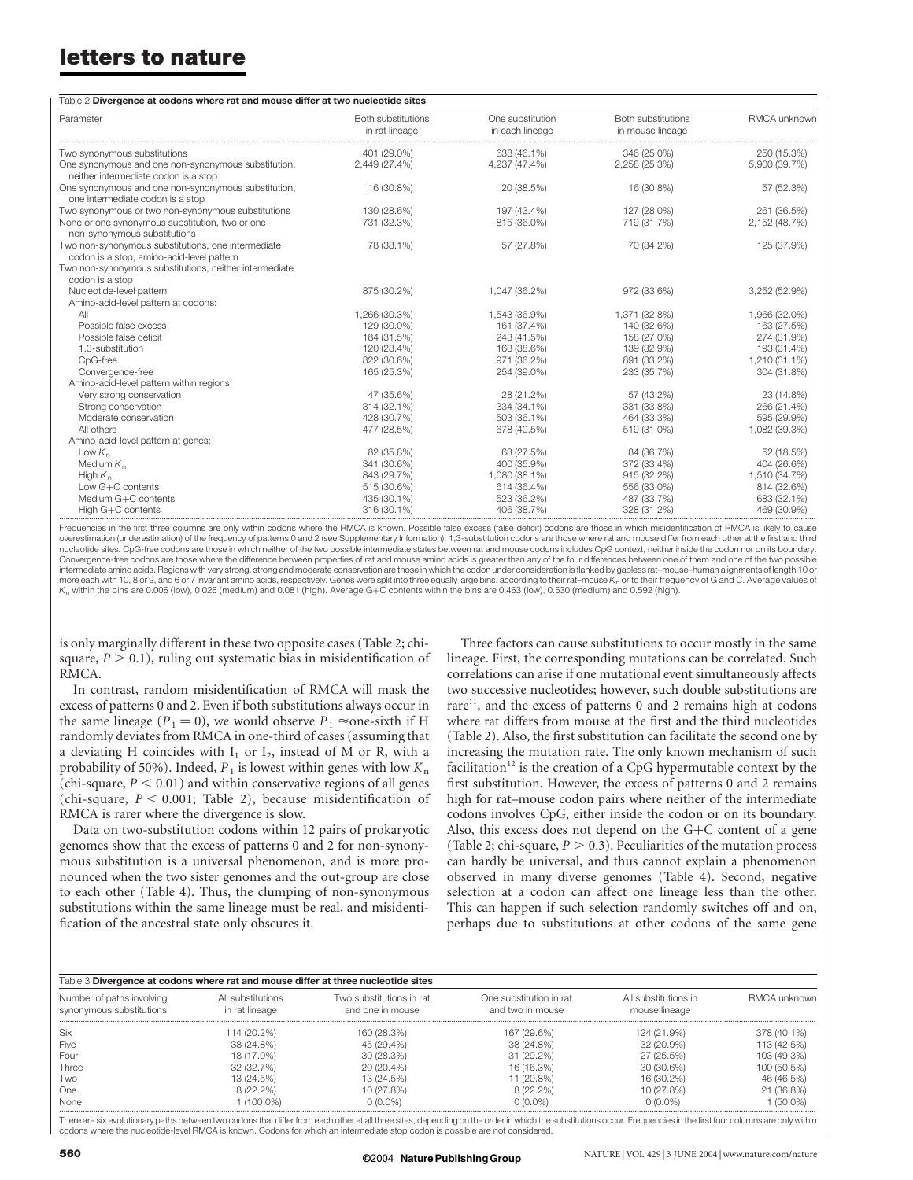Table 2 **Divergence at codons where rat and mouse differ at two nucleotide sites**

| Parameter | Both substitutions in rat lineage | One substitution in each lineage | Both substitutions in mouse lineage | RMCA unknown |
|---|---|---|---|---|
| Two synonymous substitutions | 401 (29.0%) | 638 (46.1%) | 346 (25.0%) | 250 (15.3%) |
| One synonymous and one non-synonymous substitution, neither intermediate codon is a stop | 2,449 (27.4%) | 4,237 (47.4%) | 2,258 (25.3%) | 5,900 (39.7%) |
| One synonymous and one non-synonymous substitution, one intermediate codon is a stop | 16 (30.8%) | 20 (38.5%) | 16 (30.8%) | 57 (52.3%) |
| Two synonymous or two non-synonymous substitutions | 130 (28.6%) | 197 (43.4%) | 127 (28.0%) | 261 (36.5%) |
| None or one synonymous substitution, two or one non-synonymous substitutions | 731 (32.3%) | 815 (36.0%) | 719 (31.7%) | 2,152 (48.7%) |
| Two non-synonymous substitutions, one intermediate codon is a stop, amino-acid-level pattern | 78 (38.1%) | 57 (27.8%) | 70 (34.2%) | 125 (37.9%) |
| Two non-synonymous substitutions, neither intermediate codon is a stop | | | | |
| Nucleotide-level pattern | 875 (30.2%) | 1,047 (36.2%) | 972 (33.6%) | 3,252 (52.9%) |
| Amino-acid-level pattern at codons: | | | | |
| All | 1,266 (30.3%) | 1,543 (36.9%) | 1,371 (32.8%) | 1,966 (32.0%) |
| Possible false excess | 129 (30.0%) | 161 (37.4%) | 140 (32.6%) | 163 (27.5%) |
| Possible false deficit | 184 (31.5%) | 243 (41.5%) | 158 (27.0%) | 274 (31.9%) |
| 1,3-substitution | 120 (28.4%) | 163 (38.6%) | 139 (32.9%) | 193 (31.4%) |
| CpG-free | 822 (30.6%) | 971 (36.2%) | 891 (33.2%) | 1,210 (31.1%) |
| Convergence-free | 165 (25.3%) | 254 (39.0%) | 233 (35.7%) | 304 (31.8%) |
| Amino-acid-level pattern within regions: | | | | |
| Very strong conservation | 47 (35.6%) | 28 (21.2%) | 57 (43.2%) | 23 (14.8%) |
| Strong conservation | 314 (32.1%) | 334 (34.1%) | 331 (33.8%) | 266 (21.4%) |
| Moderate conservation | 428 (30.7%) | 503 (36.1%) | 464 (33.3%) | 595 (29.9%) |
| All others | 477 (28.5%) | 678 (40.5%) | 519 (31.0%) | 1,082 (39.3%) |
| Amino-acid-level pattern at genes: | | | | |
| Low $K_n$ | 82 (35.8%) | 63 (27.5%) | 84 (36.7%) | 52 (18.5%) |
| Medium $K_n$ | 341 (30.6%) | 400 (35.9%) | 372 (33.4%) | 404 (26.6%) |
| High $K_n$ | 843 (29.7%) | 1,080 (38.1%) | 915 (32.2%) | 1,510 (34.7%) |
| Low G+C contents | 515 (30.6%) | 614 (36.4%) | 556 (33.0%) | 814 (32.6%) |
| Medium G+C contents | 435 (30.1%) | 523 (36.2%) | 487 (33.7%) | 683 (32.1%) |
| High G+C contents | 316 (30.1%) | 406 (38.7%) | 328 (31.2%) | 469 (30.9%) |

Frequencies in the first three columns are only within codons where the RMCA is known. Possible false excess (false deficit) codons are those in which misidentification of RMCA is likely to cause overestimation (underestimation) of the frequency of patterns 0 and 2 (see Supplementary Information). 1,3-substitution codons are those where rat and mouse differ from each other at the first and third nucleotide sites. CpG-free codons are those in which neither of the two possible intermediate states between rat and mouse codons includes CpG context, neither inside the codon nor on its boundary. Convergence-free codons are those where the difference between properties of rat and mouse amino acids is greater than any of the four differences between one of them and one of the two possible intermediate amino acids. Regions with very strong, strong and moderate conservation are those in which the codon under consideration is flanked by gapless rat–mouse–human alignments of length 10 or more each with 10, 8 or 9, and 6 or 7 invariant amino acids, respectively. Genes were split into three equally large bins, according to their rat–mouse $K_n$ or to their frequency of G and C. Average values of $K_n$ within the bins are 0.006 (low), 0.026 (medium) and 0.081 (high). Average G+C contents within the bins are 0.463 (low), 0.530 (medium) and 0.592 (high).

is only marginally different in these two opposite cases (Table 2; chi-square, $P > 0.1$), ruling out systematic bias in misidentification of RMCA.

In contrast, random misidentification of RMCA will mask the excess of patterns 0 and 2. Even if both substitutions always occur in the same lineage ($P_1 = 0$), we would observe $P_1 \approx$one-sixth if H randomly deviates from RMCA in one-third of cases (assuming that a deviating H coincides with $I_1$ or $I_2$, instead of M or R, with a probability of 50%). Indeed, $P_1$ is lowest within genes with low $K_n$ (chi-square, $P < 0.01$) and within conservative regions of all genes (chi-square, $P < 0.001$; Table 2), because misidentification of RMCA is rarer where the divergence is slow.

Data on two-substitution codons within 12 pairs of prokaryotic genomes show that the excess of patterns 0 and 2 for non-synonymous substitution is a universal phenomenon, and is more pronounced when the two sister genomes and the out-group are close to each other (Table 4). Thus, the clumping of non-synonymous substitutions within the same lineage must be real, and misidentification of the ancestral state only obscures it.

Three factors can cause substitutions to occur mostly in the same lineage. First, the corresponding mutations can be correlated. Such correlations can arise if one mutational event simultaneously affects two successive nucleotides; however, such double substitutions are rare[11], and the excess of patterns 0 and 2 remains high at codons where rat differs from mouse at the first and the third nucleotides (Table 2). Also, the first substitution can facilitate the second one by increasing the mutation rate. The only known mechanism of such facilitation[12] is the creation of a CpG hypermutable context by the first substitution. However, the excess of patterns 0 and 2 remains high for rat–mouse codon pairs where neither of the intermediate codons involves CpG, either inside the codon or on its boundary. Also, this excess does not depend on the G+C content of a gene (Table 2; chi-square, $P > 0.3$). Peculiarities of the mutation process can hardly be universal, and thus cannot explain a phenomenon observed in many diverse genomes (Table 4). Second, negative selection at a codon can affect one lineage less than the other. This can happen if such selection randomly switches off and on, perhaps due to substitutions at other codons of the same gene

Table 3 **Divergence at codons where rat and mouse differ at three nucleotide sites**

| Number of paths involving synonymous substitutions | All substitutions in rat lineage | Two substitutions in rat and one in mouse | One substitution in rat and two in mouse | All substitutions in mouse lineage | RMCA unknown |
|---|---|---|---|---|---|
| Six | 114 (20.2%) | 160 (28.3%) | 167 (29.6%) | 124 (21.9%) | 378 (40.1%) |
| Five | 38 (24.8%) | 45 (29.4%) | 38 (24.8%) | 32 (20.9%) | 113 (42.5%) |
| Four | 18 (17.0%) | 30 (28.3%) | 31 (29.2%) | 27 (25.5%) | 103 (49.3%) |
| Three | 32 (32.7%) | 20 (20.4%) | 16 (16.3%) | 30 (30.6%) | 100 (50.5%) |
| Two | 13 (24.5%) | 13 (24.5%) | 11 (20.8%) | 16 (30.2%) | 46 (46.5%) |
| One | 8 (22.2%) | 10 (27.8%) | 8 (22.2%) | 10 (27.8%) | 21 (36.8%) |
| None | 1 (100.0%) | 0 (0.0%) | 0 (0.0%) | 0 (0.0%) | 1 (50.0%) |

There are six evolutionary paths between two codons that differ from each other at all three sites, depending on the order in which the substitutions occur. Frequencies in the first four columns are only within codons where the nucleotide-level RMCA is known. Codons for which an intermediate stop codon is possible are not considered.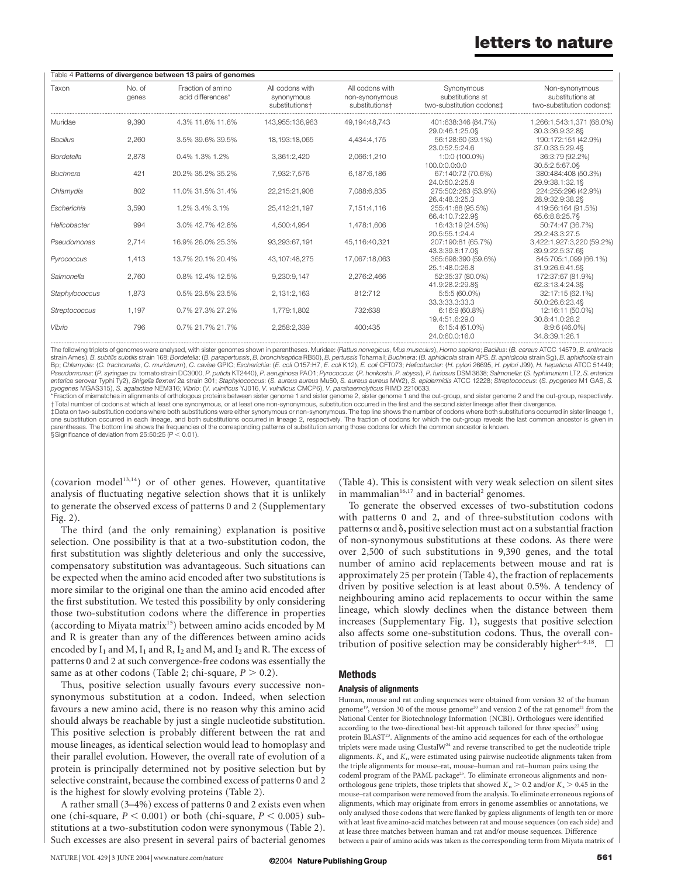Table 4 **Patterns of divergence between 13 pairs of genomes**

| Taxon | No. of genes | Fraction of amino acid differences* | All codons with synonymous substitutions† | All codons with non-synonymous substitutions† | Synonymous substitutions at two-substitution codons‡ | Non-synonymous substitutions at two-substitution codons‡ |
|---|---|---|---|---|---|---|
| Muridae | 9,390 | 4.3% 11.6% 11.6% | 143,955:136,963 | 49,194:48,743 | 401:638:346 (84.7%) 29.0:46.1:25.0§ | 1,266:1,543:1,371 (68.0%) 30.3:36.9:32.8§ |
| *Bacillus* | 2,260 | 3.5% 39.6% 39.5% | 18,193:18,065 | 4,434:4,175 | 56:128:60 (39.1%) 23.0:52.5:24.6 | 190:172:151 (42.9%) 37.0:33.5:29.4§ |
| *Bordetella* | 2,878 | 0.4% 1.3% 1.2% | 3,361:2,420 | 2,066:1,210 | 1:0:0 (100.0%) 100.0:0.0:0.0 | 36:3:79 (92.2%) 30.5:2.5:67.0§ |
| *Buchnera* | 421 | 20.2% 35.2% 35.2% | 7,932:7,576 | 6,187:6,186 | 67:140:72 (70.6%) 24.0:50.2:25.8 | 380:484:408 (50.3%) 29.9:38.1:32.1§ |
| *Chlamydia* | 802 | 11.0% 31.5% 31.4% | 22,215:21,908 | 7,088:6,835 | 275:502:263 (53.9%) 26.4:48.3:25.3 | 224:255:296 (42.9%) 28.9:32.9:38.2§ |
| *Escherichia* | 3,590 | 1.2% 3.4% 3.1% | 25,412:21,197 | 7,151:4,116 | 255:41:88 (95.5%) 66.4:10.7:22.9§ | 419:56:164 (91.5%) 65.6:8.8:25.7§ |
| *Helicobacter* | 994 | 3.0% 42.7% 42.8% | 4,500:4,954 | 1,478:1,606 | 16:43:19 (24.5%) 20.5:55.1:24.4 | 50:74:47 (36.7%) 29.2:43.3:27.5 |
| *Pseudomonas* | 2,714 | 16.9% 26.0% 25.3% | 93,293:67,191 | 45,116:40,321 | 207:190:81 (65.7%) 43.3:39.8:17.0§ | 3,422:1,927:3,220 (59.2%) 39.9:22.5:37.6§ |
| *Pyrococcus* | 1,413 | 13.7% 20.1% 20.4% | 43,107:48,275 | 17,067:18,063 | 365:698:390 (59.6%) 25.1:48.0:26.8 | 845:705:1,099 (66.1%) 31.9:26.6:41.5§ |
| *Salmonella* | 2,760 | 0.8% 12.4% 12.5% | 9,230:9,147 | 2,276:2,466 | 52:35:37 (80.0%) 41.9:28.2:29.8§ | 172:37:67 (81.9%) 62.3:13.4:24.3§ |
| *Staphylococcus* | 1,873 | 0.5% 23.5% 23.5% | 2,131:2,163 | 812:712 | 5:5:5 (60.0%) 33.3:33.3:33.3 | 32:17:15 (62.1%) 50.0:26.6:23.4§ |
| *Streptococcus* | 1,197 | 0.7% 27.3% 27.2% | 1,779:1,802 | 732:638 | 6:16:9 (60.8%) 19.4:51.6:29.0 | 12:16:11 (50.0%) 30.8:41.0:28.2 |
| *Vibrio* | 796 | 0.7% 21.7% 21.7% | 2,258:2,339 | 400:435 | 6:15:4 (61.0%) 24.0:60.0:16.0 | 8:9:6 (46.0%) 34.8:39.1:26.1 |

The following triplets of genomes were analysed, with sister genomes shown in parentheses. Muridae: (*Rattus norvegicus*, *Mus musculus*), *Homo sapiens*; *Bacillus*: (*B. cereus* ATCC 14579, *B. anthracis* strain Ames), *B. subtilis subtilis* strain 168; *Bordetella*: (*B. parapertussis*, *B. bronchiseptica* RB50), *B. pertussis* Tohama I; *Buchnera*: (*B. aphidicola* strain APS, *B. aphidicola* strain Sg), *B. aphidicola* strain Bp; *Chlamydia*: (*C. trachomatis*, *C. muridarum*), *C. caviae* GPIC; *Escherichia*: (*E. coli* O157:H7, *E. coli* K12), *E. coli* CFT073; *Helicobacter*: (*H. pylori* 26695, *H. pylori* J99), *H. hepaticus* ATCC 51449; *Pseudomonas*: (*P. syringae* pv. tomato strain DC3000, *P. putida* KT2440), *P. aeruginosa* PAO1; *Pyrococcus*: (*P. horikoshii*, *P. abyssi*), *P. furiosus* DSM 3638; *Salmonella*: (*S. typhimurium* LT2, *S. enterica enterica* serovar Typhi Ty2), *Shigella flexneri* 2a strain 301; *Staphylococcus*: (*S. aureus aureus* Mu50, *S. aureus aureus* MW2), *S. epidermidis* ATCC 12228; *Streptococcus*: (*S. pyogenes* M1 GAS, *S. pyogenes* MGAS315), *S. agalactiae* NEM316; *Vibrio*: (*V. vulnificus* YJ016, *V. vulnificus* CMCP6), *V. parahaemolyticus* RIMD 2210633.

*Fraction of mismatches in alignments of orthologous proteins between sister genome 1 and sister genome 2, sister genome 1 and the out-group, and sister genome 2 and the out-group, respectively.

†Total number of codons at which at least one synonymous, or at least one non-synonymous, substitution occurred in the first and the second sister lineage after their divergence.

‡Data on two-substitution codons where both substitutions were either synonymous or non-synonymous. The top line shows the number of codons where both substitutions occurred in sister lineage 1, one substitution occurred in each lineage, and both substitutions occurred in lineage 2, respectively. The fraction of codons for which the out-group reveals the last common ancestor is given in parentheses. The bottom line shows the frequencies of the corresponding patterns of substitution among those codons for which the common ancestor is known.

§Significance of deviation from 25:50:25 ($P < 0.01$).

(covarion model[13,14]) or of other genes. However, quantitative analysis of fluctuating negative selection shows that it is unlikely to generate the observed excess of patterns 0 and 2 (Supplementary Fig. 2).

The third (and the only remaining) explanation is positive selection. One possibility is that at a two-substitution codon, the first substitution was slightly deleterious and only the successive, compensatory substitution was advantageous. Such situations can be expected when the amino acid encoded after two substitutions is more similar to the original one than the amino acid encoded after the first substitution. We tested this possibility by only considering those two-substitution codons where the difference in properties (according to Miyata matrix[15]) between amino acids encoded by M and R is greater than any of the differences between amino acids encoded by $I_1$ and M, $I_1$ and R, $I_2$ and M, and $I_2$ and R. The excess of patterns 0 and 2 at such convergence-free codons was essentially the same as at other codons (Table 2; chi-square, $P > 0.2$).

Thus, positive selection usually favours every successive non-synonymous substitution at a codon. Indeed, when selection favours a new amino acid, there is no reason why this amino acid should always be reachable by just a single nucleotide substitution. This positive selection is probably different between the rat and mouse lineages, as identical selection would lead to homoplasy and their parallel evolution. However, the overall rate of evolution of a protein is principally determined not by positive selection but by selective constraint, because the combined excess of patterns 0 and 2 is the highest for slowly evolving proteins (Table 2).

A rather small (3–4%) excess of patterns 0 and 2 exists even when one (chi-square, $P < 0.001$) or both (chi-square, $P < 0.005$) substitutions at a two-substitution codon were synonymous (Table 2). Such excesses are also present in several pairs of bacterial genomes (Table 4). This is consistent with very weak selection on silent sites in mammalian[16,17] and in bacterial[2] genomes.

To generate the observed excesses of two-substitution codons with patterns 0 and 2, and of three-substitution codons with patterns $\alpha$ and $\delta$, positive selection must act on a substantial fraction of non-synonymous substitutions at these codons. As there were over 2,500 of such substitutions in 9,390 genes, and the total number of amino acid replacements between mouse and rat is approximately 25 per protein (Table 4), the fraction of replacements driven by positive selection is at least about 0.5%. A tendency of neighbouring amino acid replacements to occur within the same lineage, which slowly declines when the distance between them increases (Supplementary Fig. 1), suggests that positive selection also affects some one-substitution codons. Thus, the overall contribution of positive selection may be considerably higher[4–9,18]. □

## Methods

### Analysis of alignments

Human, mouse and rat coding sequences were obtained from version 32 of the human genome[19], version 30 of the mouse genome[20] and version 2 of the rat genome[21] from the National Center for Biotechnology Information (NCBI). Orthologues were identified according to the two-directional best-hit approach tailored for three species[22] using protein BLAST[23]. Alignments of the amino acid sequences for each of the orthologue triplets were made using ClustalW[24] and reverse transcribed to get the nucleotide triple alignments. $K_s$ and $K_n$ were estimated using pairwise nucleotide alignments taken from the triple alignments for mouse–rat, mouse–human and rat–human pairs using the codeml program of the PAML package[25]. To eliminate erroneous alignments and non-orthologous gene triplets, those triplets that showed $K_n > 0.2$ and/or $K_s > 0.45$ in the mouse–rat comparison were removed from the analysis. To eliminate erroneous regions of alignments, which may originate from errors in genome assemblies or annotations, we only analysed those codons that were flanked by gapless alignments of length ten or more with at least five amino-acid matches between rat and mouse sequences (on each side) and at lease three matches between human and rat and/or mouse sequences. Difference between a pair of amino acids was taken as the corresponding term from Miyata matrix of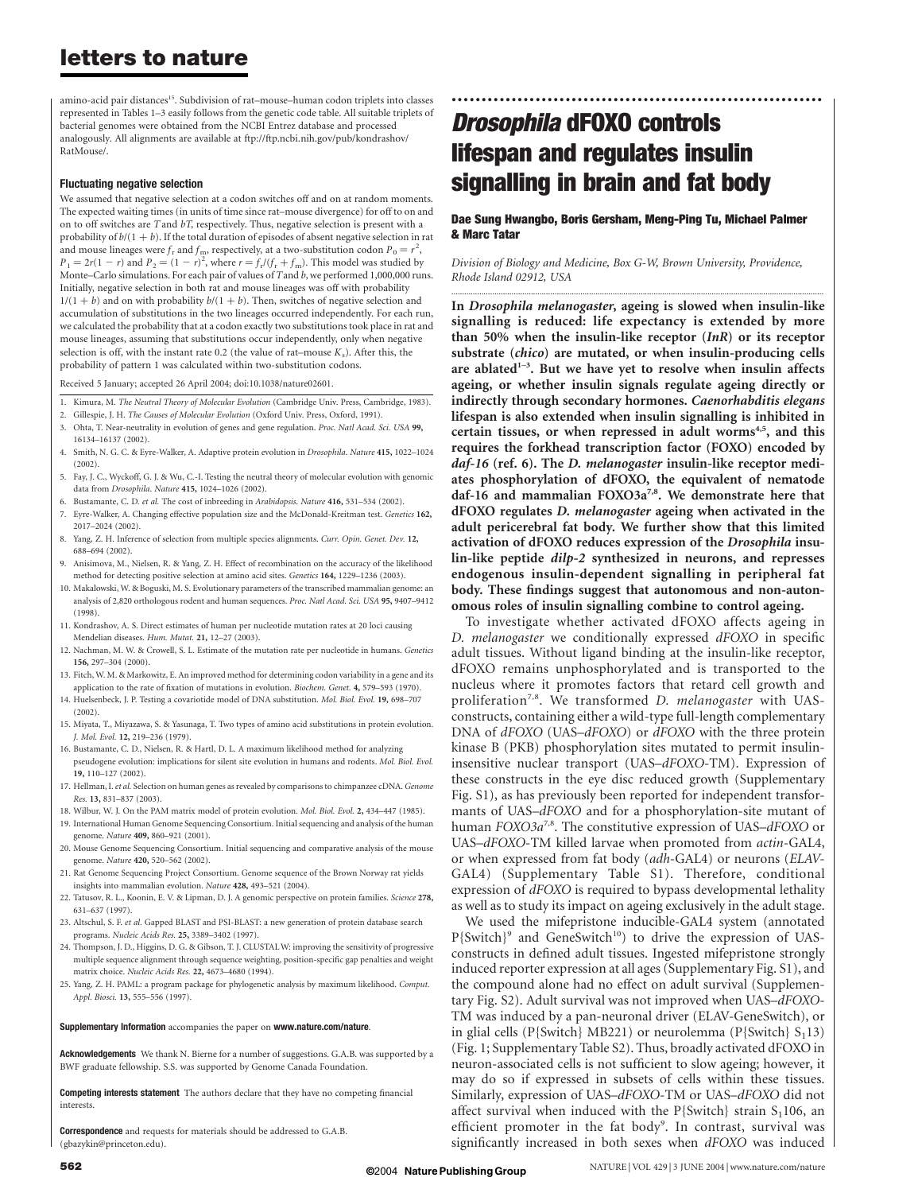amino-acid pair distances[15]. Subdivision of rat–mouse–human codon triplets into classes represented in Tables 1–3 easily follows from the genetic code table. All suitable triplets of bacterial genomes were obtained from the NCBI Entrez database and processed analogously. All alignments are available at ftp://ftp.ncbi.nih.gov/pub/kondrashov/RatMouse/.

### Fluctuating negative selection

We assumed that negative selection at a codon switches off and on at random moments. The expected waiting times (in units of time since rat–mouse divergence) for off to on and on to off switches are $T$ and $bT$, respectively. Thus, negative selection is present with a probability of $b/(1+b)$. If the total duration of episodes of absent negative selection in rat and mouse lineages were $f_r$ and $f_m$, respectively, at a two-substitution codon $P_0 = r^2$, $P_1 = 2r(1-r)$ and $P_2 = (1-r)^2$, where $r = f_r/(f_r + f_m)$. This model was studied by Monte–Carlo simulations. For each pair of values of $T$ and $b$, we performed 1,000,000 runs. Initially, negative selection in both rat and mouse lineages was off with probability $1/(1+b)$ and on with probability $b/(1+b)$. Then, switches of negative selection and accumulation of substitutions in the two lineages occurred independently. For each run, we calculated the probability that at a codon exactly two substitutions took place in rat and mouse lineages, assuming that substitutions occur independently, only when negative selection is off, with the instant rate 0.2 (the value of rat–mouse $K_s$). After this, the probability of pattern 1 was calculated within two-substitution codons.

Received 5 January; accepted 26 April 2004; doi:10.1038/nature02601.

1. Kimura, M. *The Neutral Theory of Molecular Evolution* (Cambridge Univ. Press, Cambridge, 1983).
2. Gillespie, J. H. *The Causes of Molecular Evolution* (Oxford Univ. Press, Oxford, 1991).
3. Ohta, T. Near-neutrality in evolution of genes and gene regulation. *Proc. Natl Acad. Sci. USA* **99,** 16134–16137 (2002).
4. Smith, N. G. C. & Eyre-Walker, A. Adaptive protein evolution in *Drosophila*. *Nature* **415,** 1022–1024 (2002).
5. Fay, J. C., Wyckoff, G. J. & Wu, C.-I. Testing the neutral theory of molecular evolution with genomic data from *Drosophila*. *Nature* **415,** 1024–1026 (2002).
6. Bustamante, C. D. *et al.* The cost of inbreeding in *Arabidopsis*. *Nature* **416,** 531–534 (2002).
7. Eyre-Walker, A. Changing effective population size and the McDonald-Kreitman test. *Genetics* **162,** 2017–2024 (2002).
8. Yang, Z. H. Inference of selection from multiple species alignments. *Curr. Opin. Genet. Dev.* **12,** 688–694 (2002).
9. Anisimova, M., Nielsen, R. & Yang, Z. H. Effect of recombination on the accuracy of the likelihood method for detecting positive selection at amino acid sites. *Genetics* **164,** 1229–1236 (2003).
10. Makalowski, W. & Boguski, M. S. Evolutionary parameters of the transcribed mammalian genome: an analysis of 2,820 orthologous rodent and human sequences. *Proc. Natl Acad. Sci. USA* **95,** 9407–9412 (1998).
11. Kondrashov, A. S. Direct estimates of human per nucleotide mutation rates at 20 loci causing Mendelian diseases. *Hum. Mutat.* **21,** 12–27 (2003).
12. Nachman, M. W. & Crowell, S. L. Estimate of the mutation rate per nucleotide in humans. *Genetics* **156,** 297–304 (2000).
13. Fitch, W. M. & Markowitz, E. An improved method for determining codon variability in a gene and its application to the rate of fixation of mutations in evolution. *Biochem. Genet.* **4,** 579–593 (1970).
14. Huelsenbeck, J. P. Testing a covariotide model of DNA substitution. *Mol. Biol. Evol.* **19,** 698–707 (2002).
15. Miyata, T., Miyazawa, S. & Yasunaga, T. Two types of amino acid substitutions in protein evolution. *J. Mol. Evol.* **12,** 219–236 (1979).
16. Bustamante, C. D., Nielsen, R. & Hartl, D. L. A maximum likelihood method for analyzing pseudogene evolution: implications for silent site evolution in humans and rodents. *Mol. Biol. Evol.* **19,** 110–127 (2002).
17. Hellman, I. *et al.* Selection on human genes as revealed by comparisons to chimpanzee cDNA. *Genome Res.* **13,** 831–837 (2003).
18. Wilbur, W. J. On the PAM matrix model of protein evolution. *Mol. Biol. Evol.* **2,** 434–447 (1985).
19. International Human Genome Sequencing Consortium. Initial sequencing and analysis of the human genome. *Nature* **409,** 860–921 (2001).
20. Mouse Genome Sequencing Consortium. Initial sequencing and comparative analysis of the mouse genome. *Nature* **420,** 520–562 (2002).
21. Rat Genome Sequencing Project Consortium. Genome sequence of the Brown Norway rat yields insights into mammalian evolution. *Nature* **428,** 493–521 (2004).
22. Tatusov, R. L., Koonin, E. V. & Lipman, D. J. A genomic perspective on protein families. *Science* **278,** 631–637 (1997).
23. Altschul, S. F. *et al.* Gapped BLAST and PSI-BLAST: a new generation of protein database search programs. *Nucleic Acids Res.* **25,** 3389–3402 (1997).
24. Thompson, J. D., Higgins, D. G. & Gibson, T. J. CLUSTAL W: improving the sensitivity of progressive multiple sequence alignment through sequence weighting, position-specific gap penalties and weight matrix choice. *Nucleic Acids Res.* **22,** 4673–4680 (1994).
25. Yang, Z. H. PAML: a program package for phylogenetic analysis by maximum likelihood. *Comput. Appl. Biosci.* **13,** 555–556 (1997).

**Supplementary Information** accompanies the paper on **www.nature.com/nature**.

**Acknowledgements** We thank N. Bierne for a number of suggestions. G.A.B. was supported by a BWF graduate fellowship. S.S. was supported by Genome Canada Foundation.

**Competing interests statement** The authors declare that they have no competing financial interests.

**Correspondence** and requests for materials should be addressed to G.A.B. (gbazykin@princeton.edu).

# *Drosophila* dFOXO controls lifespan and regulates insulin signalling in brain and fat body

**Dae Sung Hwangbo, Boris Gersham, Meng-Ping Tu, Michael Palmer & Marc Tatar**

*Division of Biology and Medicine, Box G-W, Brown University, Providence, Rhode Island 02912, USA*

**In *Drosophila melanogaster*, ageing is slowed when insulin-like signalling is reduced: life expectancy is extended by more than 50% when the insulin-like receptor (*InR*) or its receptor substrate (*chico*) are mutated, or when insulin-producing cells are ablated[1–3]. But we have yet to resolve when insulin affects ageing, or whether insulin signals regulate ageing directly or indirectly through secondary hormones. *Caenorhabditis elegans* lifespan is also extended when insulin signalling is inhibited in certain tissues, or when repressed in adult worms[4,5], and this requires the forkhead transcription factor (FOXO) encoded by *daf-16* (ref. 6). The *D. melanogaster* insulin-like receptor mediates phosphorylation of dFOXO, the equivalent of nematode daf-16 and mammalian FOXO3a[7,8]. We demonstrate here that dFOXO regulates *D. melanogaster* ageing when activated in the adult pericerebral fat body. We further show that this limited activation of dFOXO reduces expression of the *Drosophila* insulin-like peptide *dilp-2* synthesized in neurons, and represses endogenous insulin-dependent signalling in peripheral fat body. These findings suggest that autonomous and non-autonomous roles of insulin signalling combine to control ageing.**

To investigate whether activated dFOXO affects ageing in *D. melanogaster* we conditionally expressed *dFOXO* in specific adult tissues. Without ligand binding at the insulin-like receptor, dFOXO remains unphosphorylated and is transported to the nucleus where it promotes factors that retard cell growth and proliferation[7,8]. We transformed *D. melanogaster* with UAS-constructs, containing either a wild-type full-length complementary DNA of *dFOXO* (UAS–*dFOXO*) or *dFOXO* with the three protein kinase B (PKB) phosphorylation sites mutated to permit insulin-insensitive nuclear transport (UAS–*dFOXO*-TM). Expression of these constructs in the eye disc reduced growth (Supplementary Fig. S1), as has previously been reported for independent transformants of UAS–*dFOXO* and for a phosphorylation-site mutant of human *FOXO3a*[7,8]. The constitutive expression of UAS–*dFOXO* or UAS–*dFOXO*-TM killed larvae when promoted from *actin*-GAL4, or when expressed from fat body (*adh*-GAL4) or neurons (*ELAV*-GAL4) (Supplementary Table S1). Therefore, conditional expression of *dFOXO* is required to bypass developmental lethality as well as to study its impact on ageing exclusively in the adult stage.

We used the mifepristone inducible-GAL4 system (annotated P{Switch}[9] and GeneSwitch[10]) to drive the expression of UAS-constructs in defined adult tissues. Ingested mifepristone strongly induced reporter expression at all ages (Supplementary Fig. S1), and the compound alone had no effect on adult survival (Supplementary Fig. S2). Adult survival was not improved when UAS–*dFOXO*-TM was induced by a pan-neuronal driver (ELAV-GeneSwitch), or in glial cells (P{Switch} MB221) or neurolemma (P{Switch} $S_1$13) (Fig. 1; Supplementary Table S2). Thus, broadly activated dFOXO in neuron-associated cells is not sufficient to slow ageing; however, it may do so if expressed in subsets of cells within these tissues. Similarly, expression of UAS–*dFOXO*-TM or UAS–*dFOXO* did not affect survival when induced with the P{Switch} strain $S_1$106, an efficient promoter in the fat body[9]. In contrast, survival was significantly increased in both sexes when *dFOXO* was induced